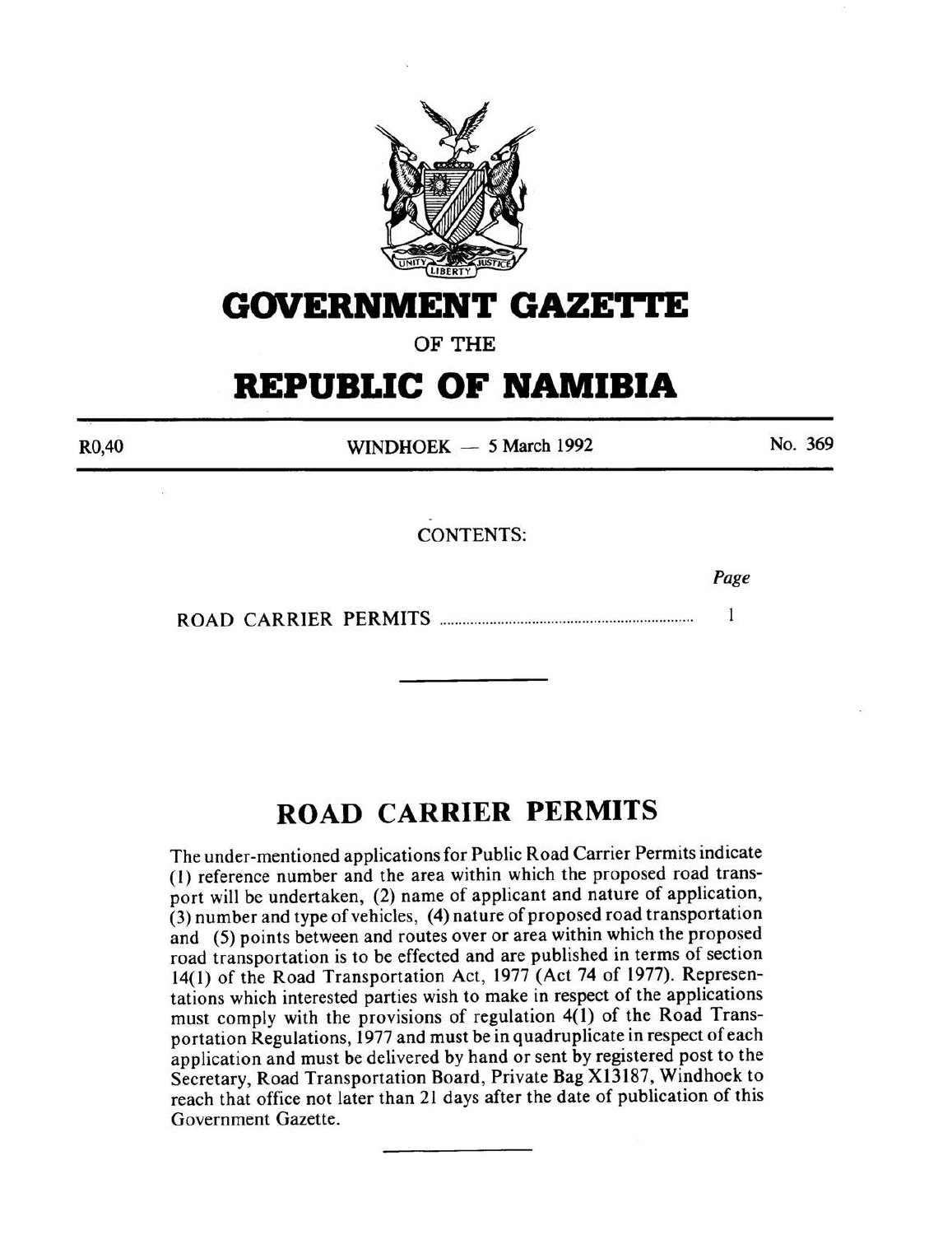# GOVERNMENT GAZETTE

OF THE

# REPUBLIC OF NAMIBIA

R0,40 WINDHOEK — 5 March 1992 No. 369

CONTENTS:

| | *Page* |
|---|---|
| ROAD CARRIER PERMITS | 1 |

---

## ROAD CARRIER PERMITS

The under-mentioned applications for Public Road Carrier Permits indicate (1) reference number and the area within which the proposed road transport will be undertaken, (2) name of applicant and nature of application, (3) number and type of vehicles, (4) nature of proposed road transportation and (5) points between and routes over or area within which the proposed road transportation is to be effected and are published in terms of section 14(1) of the Road Transportation Act, 1977 (Act 74 of 1977). Representations which interested parties wish to make in respect of the applications must comply with the provisions of regulation 4(1) of the Road Transportation Regulations, 1977 and must be in quadruplicate in respect of each application and must be delivered by hand or sent by registered post to the Secretary, Road Transportation Board, Private Bag X13187, Windhoek to reach that office not later than 21 days after the date of publication of this Government Gazette.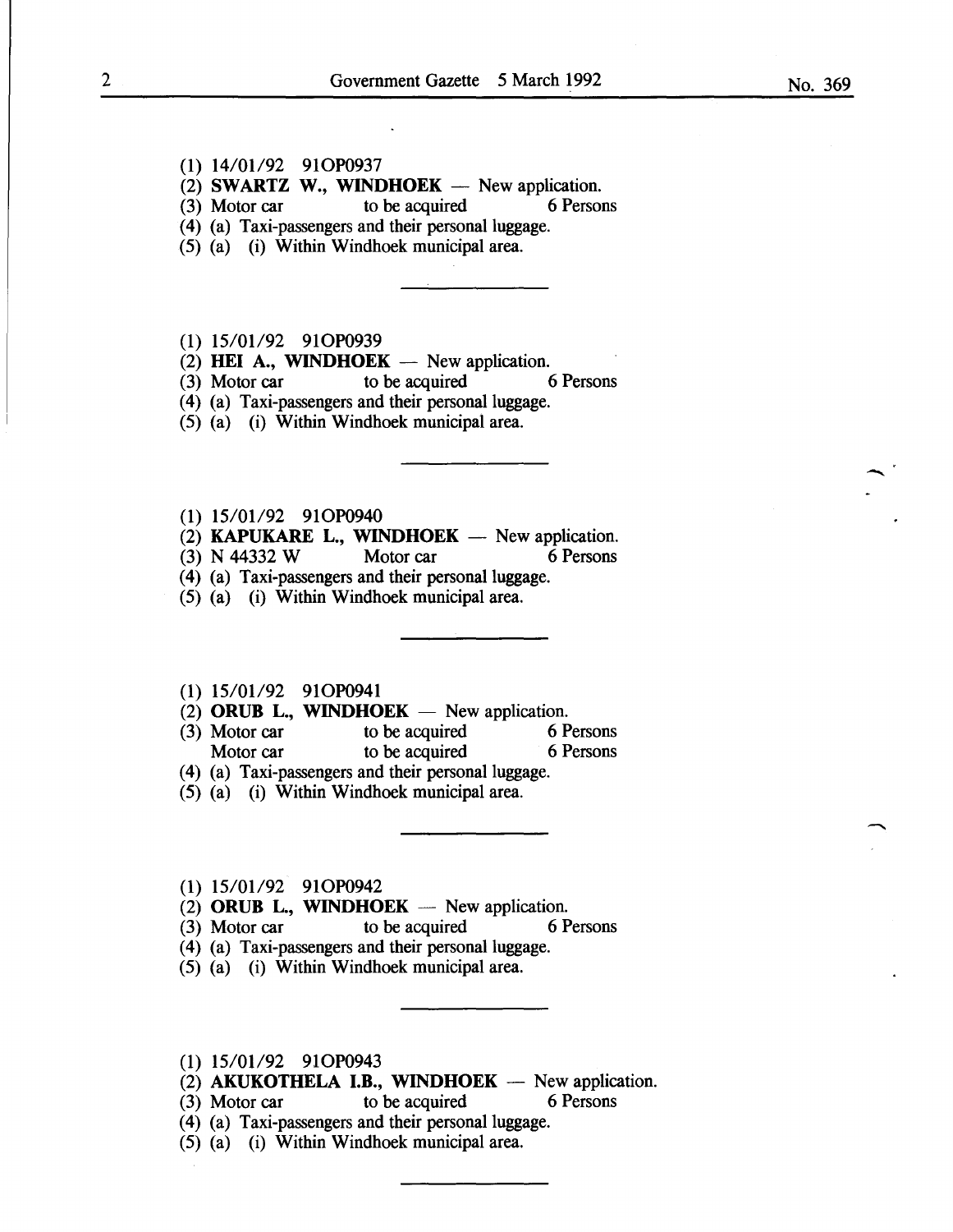(1) 14/01/92 91OP0937
(2) **SWARTZ W., WINDHOEK** — New application.
(3) Motor car to be acquired 6 Persons
(4) (a) Taxi-passengers and their personal luggage.
(5) (a) (i) Within Windhoek municipal area.

---

(1) 15/01/92 91OP0939
(2) **HEI A., WINDHOEK** — New application.
(3) Motor car to be acquired 6 Persons
(4) (a) Taxi-passengers and their personal luggage.
(5) (a) (i) Within Windhoek municipal area.

---

(1) 15/01/92 91OP0940
(2) **KAPUKARE L., WINDHOEK** — New application.
(3) N 44332 W Motor car 6 Persons
(4) (a) Taxi-passengers and their personal luggage.
(5) (a) (i) Within Windhoek municipal area.

---

(1) 15/01/92 91OP0941
(2) **ORUB L., WINDHOEK** — New application.
(3) Motor car to be acquired 6 Persons
Motor car to be acquired 6 Persons
(4) (a) Taxi-passengers and their personal luggage.
(5) (a) (i) Within Windhoek municipal area.

---

(1) 15/01/92 91OP0942
(2) **ORUB L., WINDHOEK** — New application.
(3) Motor car to be acquired 6 Persons
(4) (a) Taxi-passengers and their personal luggage.
(5) (a) (i) Within Windhoek municipal area.

---

(1) 15/01/92 91OP0943
(2) **AKUKOTHELA I.B., WINDHOEK** — New application.
(3) Motor car to be acquired 6 Persons
(4) (a) Taxi-passengers and their personal luggage.
(5) (a) (i) Within Windhoek municipal area.

---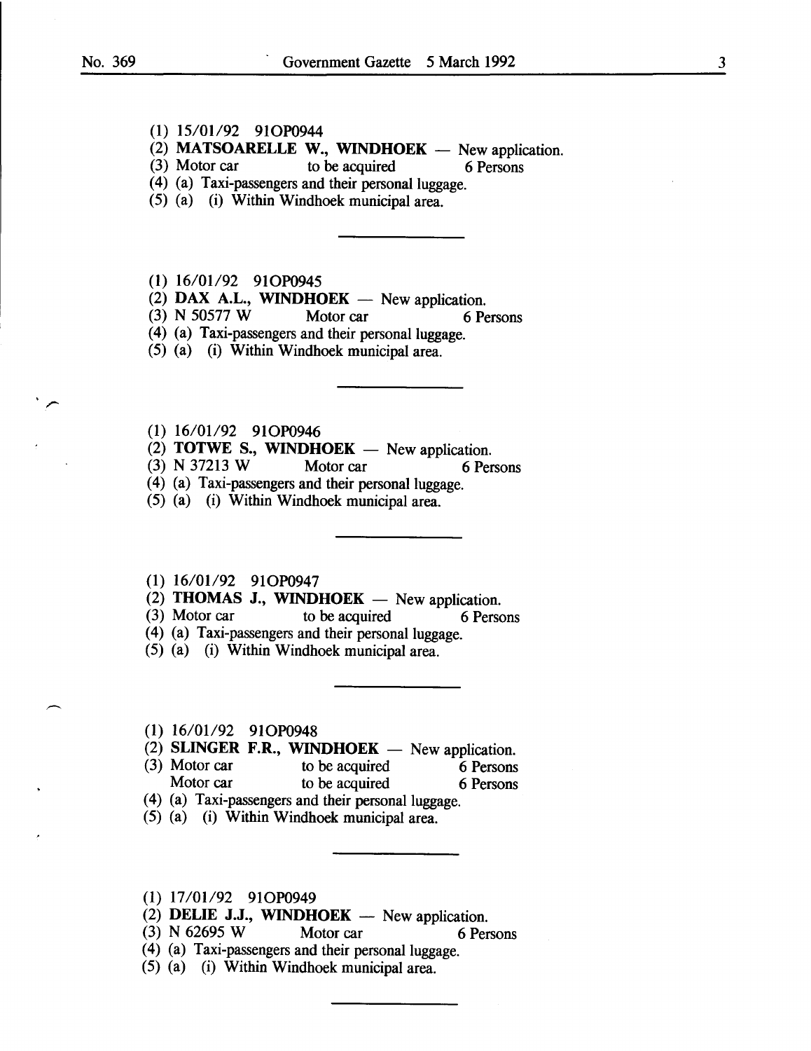(1) 15/01/92 91OP0944
(2) **MATSOARELLE W., WINDHOEK** — New application.
(3) Motor car to be acquired 6 Persons
(4) (a) Taxi-passengers and their personal luggage.
(5) (a) (i) Within Windhoek municipal area.

---

(1) 16/01/92 91OP0945
(2) **DAX A.L., WINDHOEK** — New application.
(3) N 50577 W Motor car 6 Persons
(4) (a) Taxi-passengers and their personal luggage.
(5) (a) (i) Within Windhoek municipal area.

---

(1) 16/01/92 91OP0946
(2) **TOTWE S., WINDHOEK** — New application.
(3) N 37213 W Motor car 6 Persons
(4) (a) Taxi-passengers and their personal luggage.
(5) (a) (i) Within Windhoek municipal area.

---

(1) 16/01/92 91OP0947
(2) **THOMAS J., WINDHOEK** — New application.
(3) Motor car to be acquired 6 Persons
(4) (a) Taxi-passengers and their personal luggage.
(5) (a) (i) Within Windhoek municipal area.

---

(1) 16/01/92 91OP0948
(2) **SLINGER F.R., WINDHOEK** — New application.
(3) Motor car to be acquired 6 Persons
Motor car to be acquired 6 Persons
(4) (a) Taxi-passengers and their personal luggage.
(5) (a) (i) Within Windhoek municipal area.

---

(1) 17/01/92 91OP0949
(2) **DELIE J.J., WINDHOEK** — New application.
(3) N 62695 W Motor car 6 Persons
(4) (a) Taxi-passengers and their personal luggage.
(5) (a) (i) Within Windhoek municipal area.

---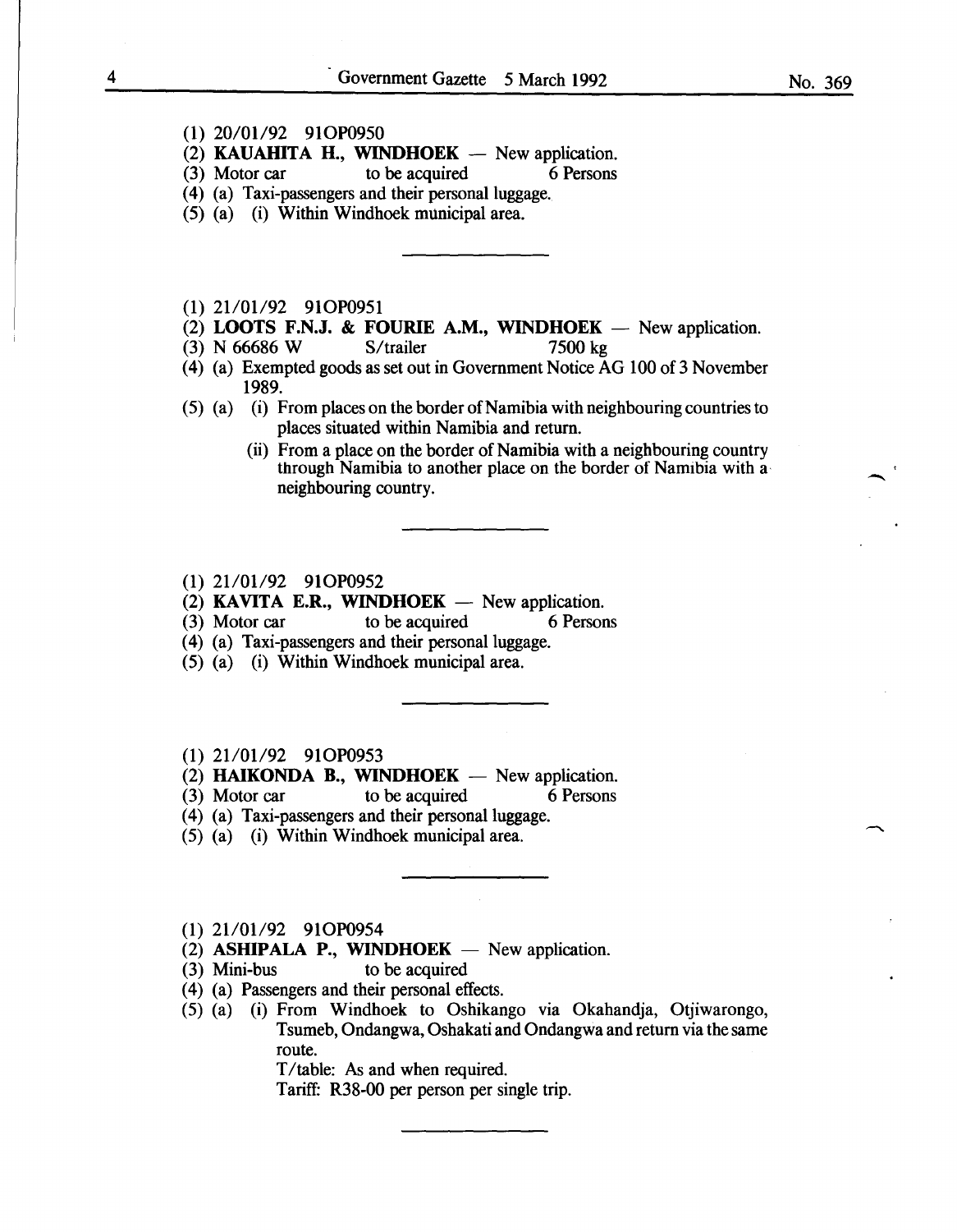(1) 20/01/92 91OP0950

(2) **KAUAHITA H., WINDHOEK** — New application.

(3) Motor car to be acquired 6 Persons

(4) (a) Taxi-passengers and their personal luggage.

(5) (a) (i) Within Windhoek municipal area.

---

(1) 21/01/92 91OP0951

(2) **LOOTS F.N.J. & FOURIE A.M., WINDHOEK** — New application.

(3) N 66686 W S/trailer 7500 kg

(4) (a) Exempted goods as set out in Government Notice AG 100 of 3 November 1989.

(5) (a) (i) From places on the border of Namibia with neighbouring countries to places situated within Namibia and return.

(ii) From a place on the border of Namibia with a neighbouring country through Namibia to another place on the border of Namibia with a neighbouring country.

---

(1) 21/01/92 91OP0952

(2) **KAVITA E.R., WINDHOEK** — New application.

(3) Motor car to be acquired 6 Persons

(4) (a) Taxi-passengers and their personal luggage.

(5) (a) (i) Within Windhoek municipal area.

---

(1) 21/01/92 91OP0953

(2) **HAIKONDA B., WINDHOEK** — New application.

(3) Motor car to be acquired 6 Persons

(4) (a) Taxi-passengers and their personal luggage.

(5) (a) (i) Within Windhoek municipal area.

---

(1) 21/01/92 91OP0954

(2) **ASHIPALA P., WINDHOEK** — New application.

(3) Mini-bus to be acquired

(4) (a) Passengers and their personal effects.

(5) (a) (i) From Windhoek to Oshikango via Okahandja, Otjiwarongo, Tsumeb, Ondangwa, Oshakati and Ondangwa and return via the same route.

T/table: As and when required.

Tariff: R38-00 per person per single trip.

---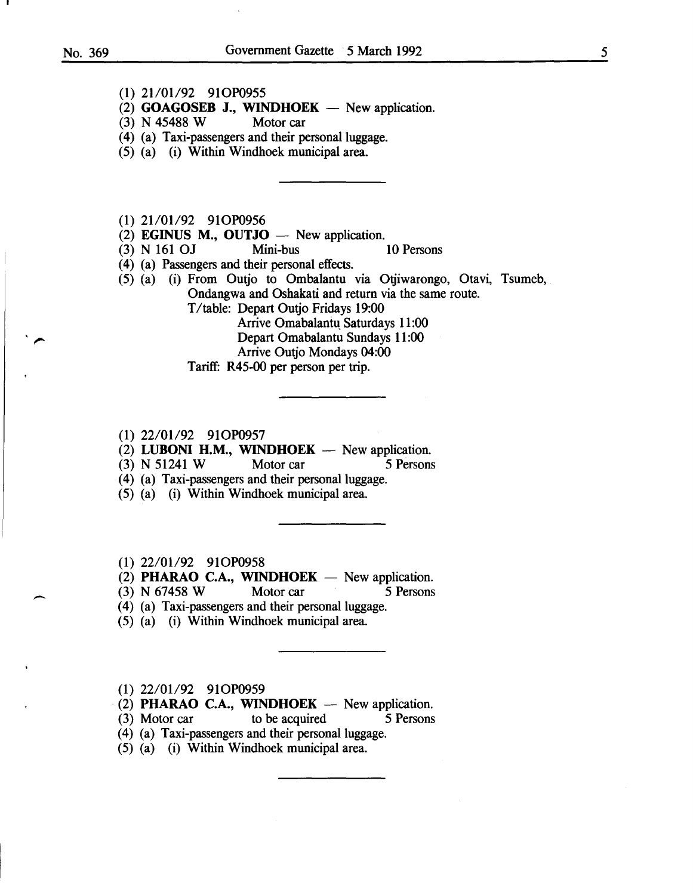(1) 21/01/92 91OP0955
(2) **GOAGOSEB J., WINDHOEK** — New application.
(3) N 45488 W Motor car
(4) (a) Taxi-passengers and their personal luggage.
(5) (a) (i) Within Windhoek municipal area.

---

(1) 21/01/92 91OP0956
(2) **EGINUS M., OUTJO** — New application.
(3) N 161 OJ Mini-bus 10 Persons
(4) (a) Passengers and their personal effects.
(5) (a) (i) From Outjo to Ombalantu via Otjiwarongo, Otavi, Tsumeb, Ondangwa and Oshakati and return via the same route.
T/table: Depart Outjo Fridays 19:00
Arrive Omabalantu Saturdays 11:00
Depart Omabalantu Sundays 11:00
Arrive Outjo Mondays 04:00
Tariff: R45-00 per person per trip.

---

(1) 22/01/92 91OP0957
(2) **LUBONI H.M., WINDHOEK** — New application.
(3) N 51241 W Motor car 5 Persons
(4) (a) Taxi-passengers and their personal luggage.
(5) (a) (i) Within Windhoek municipal area.

---

(1) 22/01/92 91OP0958
(2) **PHARAO C.A., WINDHOEK** — New application.
(3) N 67458 W Motor car 5 Persons
(4) (a) Taxi-passengers and their personal luggage.
(5) (a) (i) Within Windhoek municipal area.

---

(1) 22/01/92 91OP0959
(2) **PHARAO C.A., WINDHOEK** — New application.
(3) Motor car to be acquired 5 Persons
(4) (a) Taxi-passengers and their personal luggage.
(5) (a) (i) Within Windhoek municipal area.

---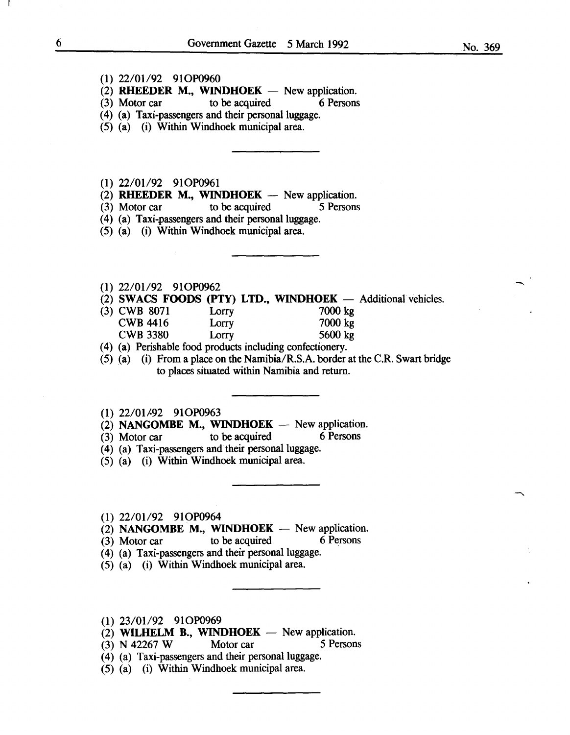(1) 22/01/92 91OP0960
(2) **RHEEDER M., WINDHOEK** — New application.
(3) Motor car to be acquired 6 Persons
(4) (a) Taxi-passengers and their personal luggage.
(5) (a) (i) Within Windhoek municipal area.

---

(1) 22/01/92 91OP0961
(2) **RHEEDER M., WINDHOEK** — New application.
(3) Motor car to be acquired 5 Persons
(4) (a) Taxi-passengers and their personal luggage.
(5) (a) (i) Within Windhoek municipal area.

---

(1) 22/01/92 91OP0962
(2) **SWACS FOODS (PTY) LTD., WINDHOEK** — Additional vehicles.
(3) CWB 8071 Lorry 7000 kg
CWB 4416 Lorry 7000 kg
CWB 3380 Lorry 5600 kg
(4) (a) Perishable food products including confectionery.
(5) (a) (i) From a place on the Namibia/R.S.A. border at the C.R. Swart bridge to places situated within Namibia and return.

---

(1) 22/01/92 91OP0963
(2) **NANGOMBE M., WINDHOEK** — New application.
(3) Motor car to be acquired 6 Persons
(4) (a) Taxi-passengers and their personal luggage.
(5) (a) (i) Within Windhoek municipal area.

---

(1) 22/01/92 91OP0964
(2) **NANGOMBE M., WINDHOEK** — New application.
(3) Motor car to be acquired 6 Persons
(4) (a) Taxi-passengers and their personal luggage.
(5) (a) (i) Within Windhoek municipal area.

---

(1) 23/01/92 91OP0969
(2) **WILHELM B., WINDHOEK** — New application.
(3) N 42267 W Motor car 5 Persons
(4) (a) Taxi-passengers and their personal luggage.
(5) (a) (i) Within Windhoek municipal area.

---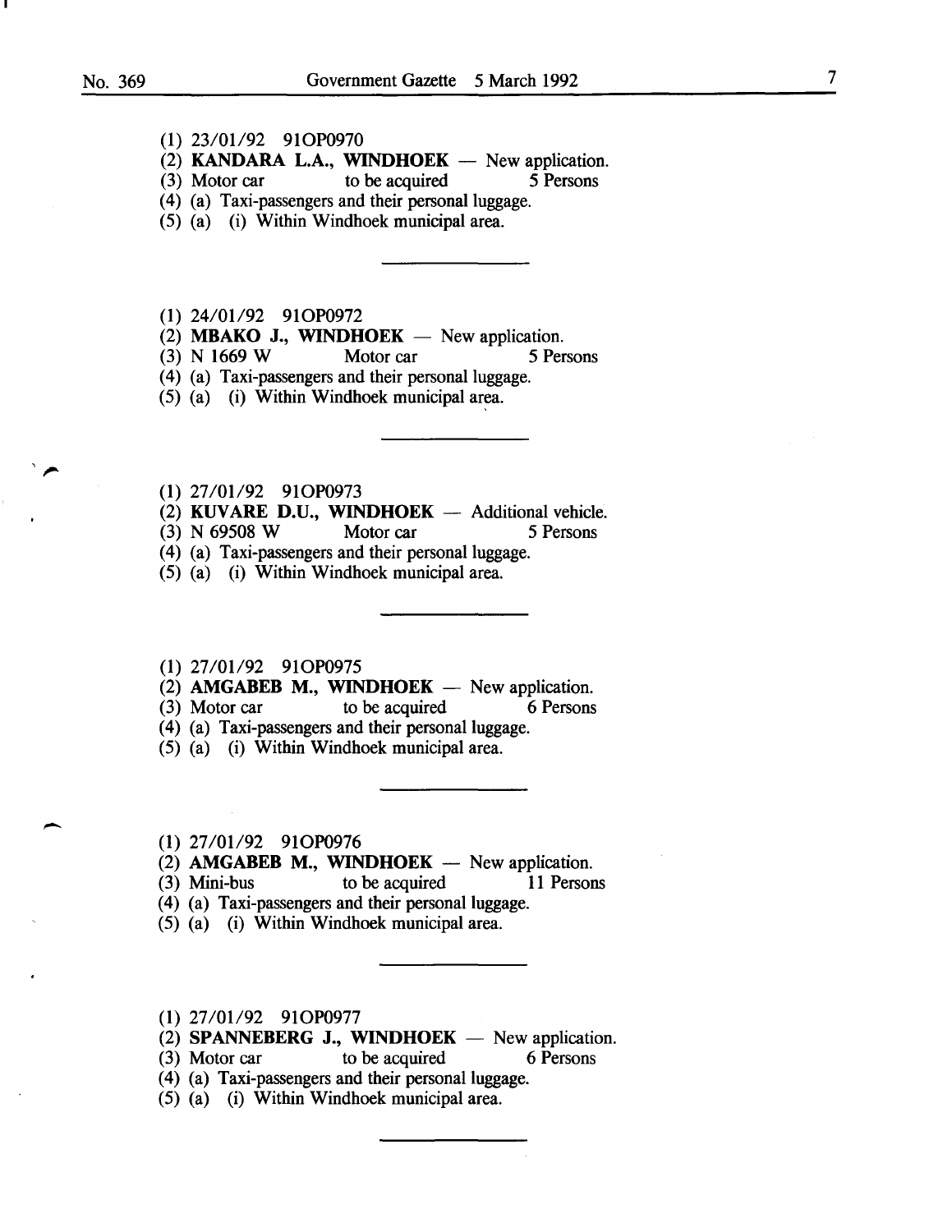(1) 23/01/92 91OP0970
(2) **KANDARA L.A., WINDHOEK** — New application.
(3) Motor car to be acquired 5 Persons
(4) (a) Taxi-passengers and their personal luggage.
(5) (a) (i) Within Windhoek municipal area.

---

(1) 24/01/92 91OP0972
(2) **MBAKO J., WINDHOEK** — New application.
(3) N 1669 W Motor car 5 Persons
(4) (a) Taxi-passengers and their personal luggage.
(5) (a) (i) Within Windhoek municipal area.

---

(1) 27/01/92 91OP0973
(2) **KUVARE D.U., WINDHOEK** — Additional vehicle.
(3) N 69508 W Motor car 5 Persons
(4) (a) Taxi-passengers and their personal luggage.
(5) (a) (i) Within Windhoek municipal area.

---

(1) 27/01/92 91OP0975
(2) **AMGABEB M., WINDHOEK** — New application.
(3) Motor car to be acquired 6 Persons
(4) (a) Taxi-passengers and their personal luggage.
(5) (a) (i) Within Windhoek municipal area.

---

(1) 27/01/92 91OP0976
(2) **AMGABEB M., WINDHOEK** — New application.
(3) Mini-bus to be acquired 11 Persons
(4) (a) Taxi-passengers and their personal luggage.
(5) (a) (i) Within Windhoek municipal area.

---

(1) 27/01/92 91OP0977
(2) **SPANNEBERG J., WINDHOEK** — New application.
(3) Motor car to be acquired 6 Persons
(4) (a) Taxi-passengers and their personal luggage.
(5) (a) (i) Within Windhoek municipal area.

---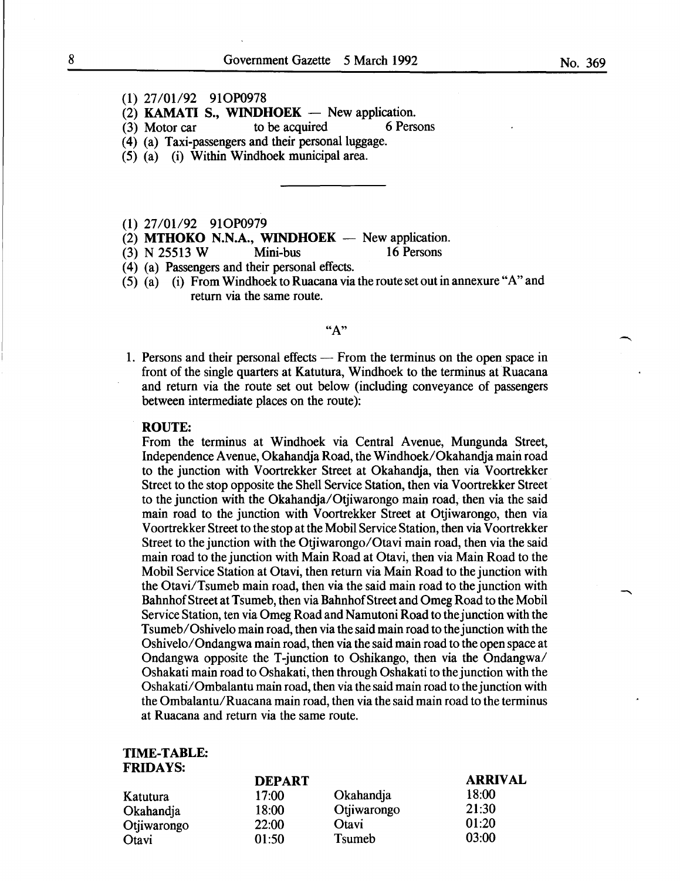(1) 27/01/92 91OP0978

(2) **KAMATI S., WINDHOEK** — New application.

(3) Motor car to be acquired 6 Persons

(4) (a) Taxi-passengers and their personal luggage.

(5) (a) (i) Within Windhoek municipal area.

---

(1) 27/01/92 91OP0979

(2) **MTHOKO N.N.A., WINDHOEK** — New application.

(3) N 25513 W Mini-bus 16 Persons

(4) (a) Passengers and their personal effects.

(5) (a) (i) From Windhoek to Ruacana via the route set out in annexure "A" and return via the same route.

"A"

1. Persons and their personal effects — From the terminus on the open space in front of the single quarters at Katutura, Windhoek to the terminus at Ruacana and return via the route set out below (including conveyance of passengers between intermediate places on the route):

**ROUTE:**

From the terminus at Windhoek via Central Avenue, Mungunda Street, Independence Avenue, Okahandja Road, the Windhoek/Okahandja main road to the junction with Voortrekker Street at Okahandja, then via Voortrekker Street to the stop opposite the Shell Service Station, then via Voortrekker Street to the junction with the Okahandja/Otjiwarongo main road, then via the said main road to the junction with Voortrekker Street at Otjiwarongo, then via Voortrekker Street to the stop at the Mobil Service Station, then via Voortrekker Street to the junction with the Otjiwarongo/Otavi main road, then via the said main road to the junction with Main Road at Otavi, then via Main Road to the Mobil Service Station at Otavi, then return via Main Road to the junction with the Otavi/Tsumeb main road, then via the said main road to the junction with Bahnhof Street at Tsumeb, then via Bahnhof Street and Omeg Road to the Mobil Service Station, ten via Omeg Road and Namutoni Road to the junction with the Tsumeb/Oshivelo main road, then via the said main road to the junction with the Oshivelo/Ondangwa main road, then via the said main road to the open space at Ondangwa opposite the T-junction to Oshikango, then via the Ondangwa/ Oshakati main road to Oshakati, then through Oshakati to the junction with the Oshakati/Ombalantu main road, then via the said main road to the junction with the Ombalantu/Ruacana main road, then via the said main road to the terminus at Ruacana and return via the same route.

**TIME-TABLE:**
**FRIDAYS:**

| | DEPART | | ARRIVAL |
|---|---|---|---|
| Katutura | 17:00 | Okahandja | 18:00 |
| Okahandja | 18:00 | Otjiwarongo | 21:30 |
| Otjiwarongo | 22:00 | Otavi | 01:20 |
| Otavi | 01:50 | Tsumeb | 03:00 |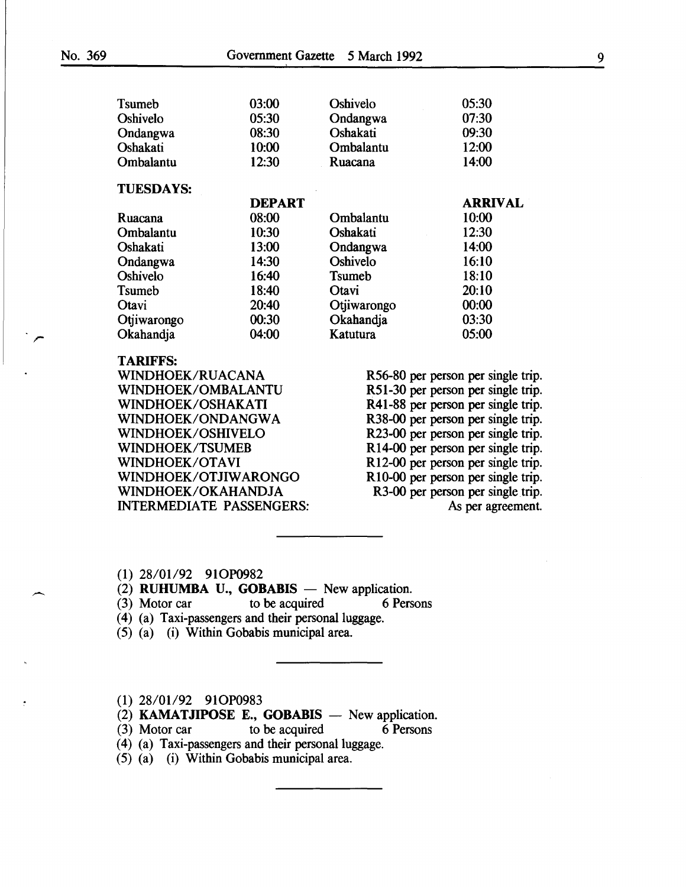| | | | |
|---|---|---|---|
| Tsumeb | 03:00 | Oshivelo | 05:30 |
| Oshivelo | 05:30 | Ondangwa | 07:30 |
| Ondangwa | 08:30 | Oshakati | 09:30 |
| Oshakati | 10:00 | Ombalantu | 12:00 |
| Ombalantu | 12:30 | Ruacana | 14:00 |

**TUESDAYS:**

| | DEPART | | ARRIVAL |
|---|---|---|---|
| Ruacana | 08:00 | Ombalantu | 10:00 |
| Ombalantu | 10:30 | Oshakati | 12:30 |
| Oshakati | 13:00 | Ondangwa | 14:00 |
| Ondangwa | 14:30 | Oshivelo | 16:10 |
| Oshivelo | 16:40 | Tsumeb | 18:10 |
| Tsumeb | 18:40 | Otavi | 20:10 |
| Otavi | 20:40 | Otjiwarongo | 00:00 |
| Otjiwarongo | 00:30 | Okahandja | 03:30 |
| Okahandja | 04:00 | Katutura | 05:00 |

**TARIFFS:**

| | |
|---|---|
| WINDHOEK/RUACANA | R56-80 per person per single trip. |
| WINDHOEK/OMBALANTU | R51-30 per person per single trip. |
| WINDHOEK/OSHAKATI | R41-88 per person per single trip. |
| WINDHOEK/ONDANGWA | R38-00 per person per single trip. |
| WINDHOEK/OSHIVELO | R23-00 per person per single trip. |
| WINDHOEK/TSUMEB | R14-00 per person per single trip. |
| WINDHOEK/OTAVI | R12-00 per person per single trip. |
| WINDHOEK/OTJIWARONGO | R10-00 per person per single trip. |
| WINDHOEK/OKAHANDJA | R3-00 per person per single trip. |
| INTERMEDIATE PASSENGERS: | As per agreement. |

---

(1) 28/01/92 91OP0982
(2) **RUHUMBA U., GOBABIS** — New application.
(3) Motor car to be acquired 6 Persons
(4) (a) Taxi-passengers and their personal luggage.
(5) (a) (i) Within Gobabis municipal area.

---

(1) 28/01/92 91OP0983
(2) **KAMATJIPOSE E., GOBABIS** — New application.
(3) Motor car to be acquired 6 Persons
(4) (a) Taxi-passengers and their personal luggage.
(5) (a) (i) Within Gobabis municipal area.

---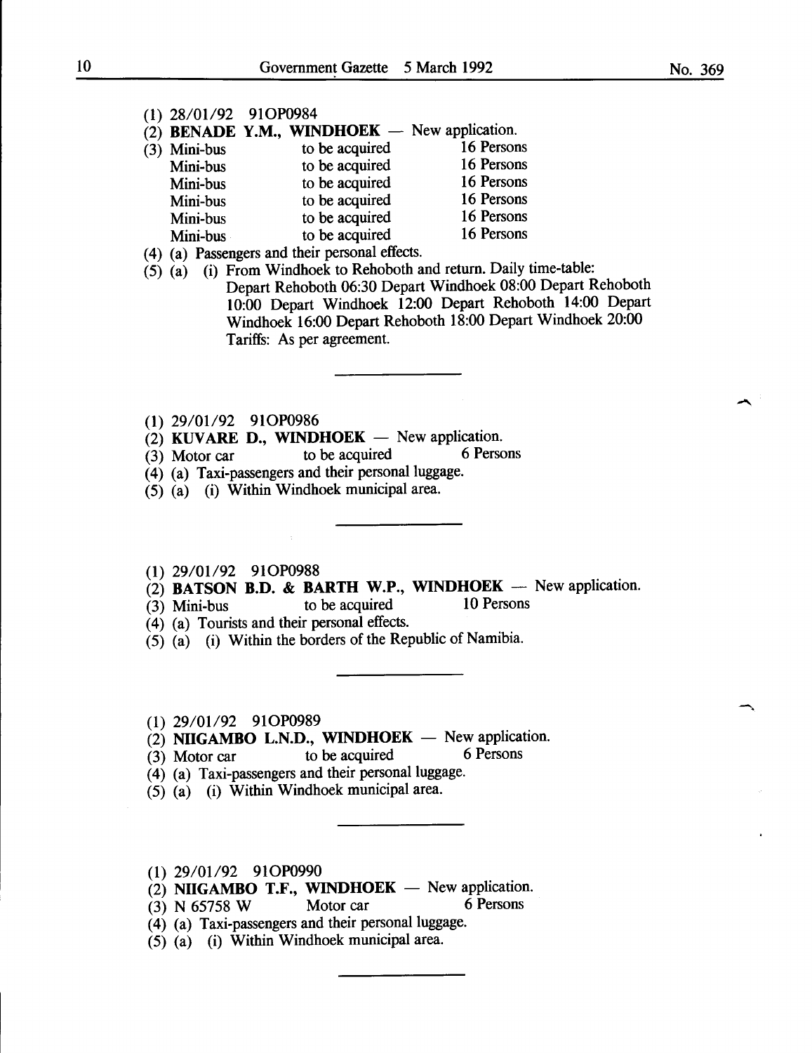(1) 28/01/92 91OP0984

(2) **BENADE Y.M., WINDHOEK** — New application.

(3) Mini-bus to be acquired 16 Persons
Mini-bus to be acquired 16 Persons
Mini-bus to be acquired 16 Persons
Mini-bus to be acquired 16 Persons
Mini-bus to be acquired 16 Persons
Mini-bus to be acquired 16 Persons

(4) (a) Passengers and their personal effects.

(5) (a) (i) From Windhoek to Rehoboth and return. Daily time-table:
Depart Rehoboth 06:30 Depart Windhoek 08:00 Depart Rehoboth 10:00 Depart Windhoek 12:00 Depart Rehoboth 14:00 Depart Windhoek 16:00 Depart Rehoboth 18:00 Depart Windhoek 20:00
Tariffs: As per agreement.

---

(1) 29/01/92 91OP0986

(2) **KUVARE D., WINDHOEK** — New application.

(3) Motor car to be acquired 6 Persons

(4) (a) Taxi-passengers and their personal luggage.

(5) (a) (i) Within Windhoek municipal area.

---

(1) 29/01/92 91OP0988

(2) **BATSON B.D. & BARTH W.P., WINDHOEK** — New application.

(3) Mini-bus to be acquired 10 Persons

(4) (a) Tourists and their personal effects.

(5) (a) (i) Within the borders of the Republic of Namibia.

---

(1) 29/01/92 91OP0989

(2) **NIIGAMBO L.N.D., WINDHOEK** — New application.

(3) Motor car to be acquired 6 Persons

(4) (a) Taxi-passengers and their personal luggage.

(5) (a) (i) Within Windhoek municipal area.

---

(1) 29/01/92 91OP0990

(2) **NIIGAMBO T.F., WINDHOEK** — New application.

(3) N 65758 W Motor car 6 Persons

(4) (a) Taxi-passengers and their personal luggage.

(5) (a) (i) Within Windhoek municipal area.

---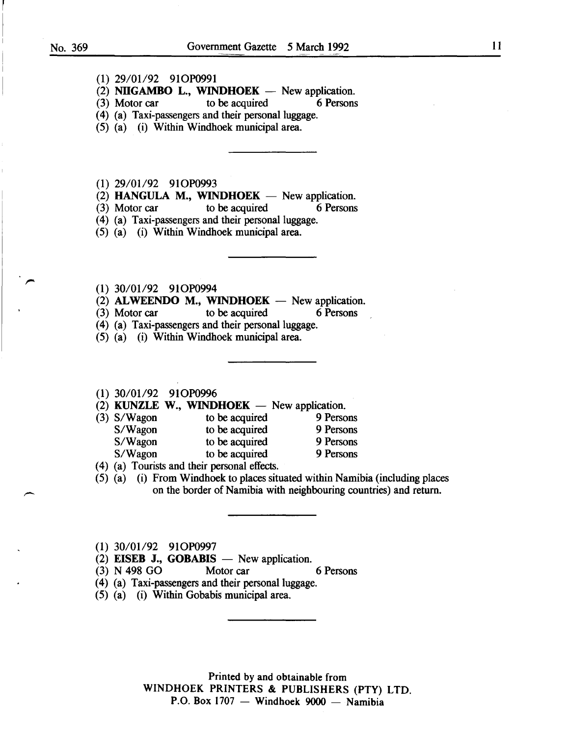(1) 29/01/92 91OP0991
(2) **NIIGAMBO L., WINDHOEK** — New application.
(3) Motor car to be acquired 6 Persons
(4) (a) Taxi-passengers and their personal luggage.
(5) (a) (i) Within Windhoek municipal area.

---

(1) 29/01/92 91OP0993
(2) **HANGULA M., WINDHOEK** — New application.
(3) Motor car to be acquired 6 Persons
(4) (a) Taxi-passengers and their personal luggage.
(5) (a) (i) Within Windhoek municipal area.

---

(1) 30/01/92 91OP0994
(2) **ALWEENDO M., WINDHOEK** — New application.
(3) Motor car to be acquired 6 Persons
(4) (a) Taxi-passengers and their personal luggage.
(5) (a) (i) Within Windhoek municipal area.

---

(1) 30/01/92 91OP0996
(2) **KUNZLE W., WINDHOEK** — New application.
(3) S/Wagon to be acquired 9 Persons
S/Wagon to be acquired 9 Persons
S/Wagon to be acquired 9 Persons
S/Wagon to be acquired 9 Persons
(4) (a) Tourists and their personal effects.
(5) (a) (i) From Windhoek to places situated within Namibia (including places on the border of Namibia with neighbouring countries) and return.

---

(1) 30/01/92 91OP0997
(2) **EISEB J., GOBABIS** — New application.
(3) N 498 GO Motor car 6 Persons
(4) (a) Taxi-passengers and their personal luggage.
(5) (a) (i) Within Gobabis municipal area.

---

Printed by and obtainable from
WINDHOEK PRINTERS & PUBLISHERS (PTY) LTD.
P.O. Box 1707 — Windhoek 9000 — Namibia